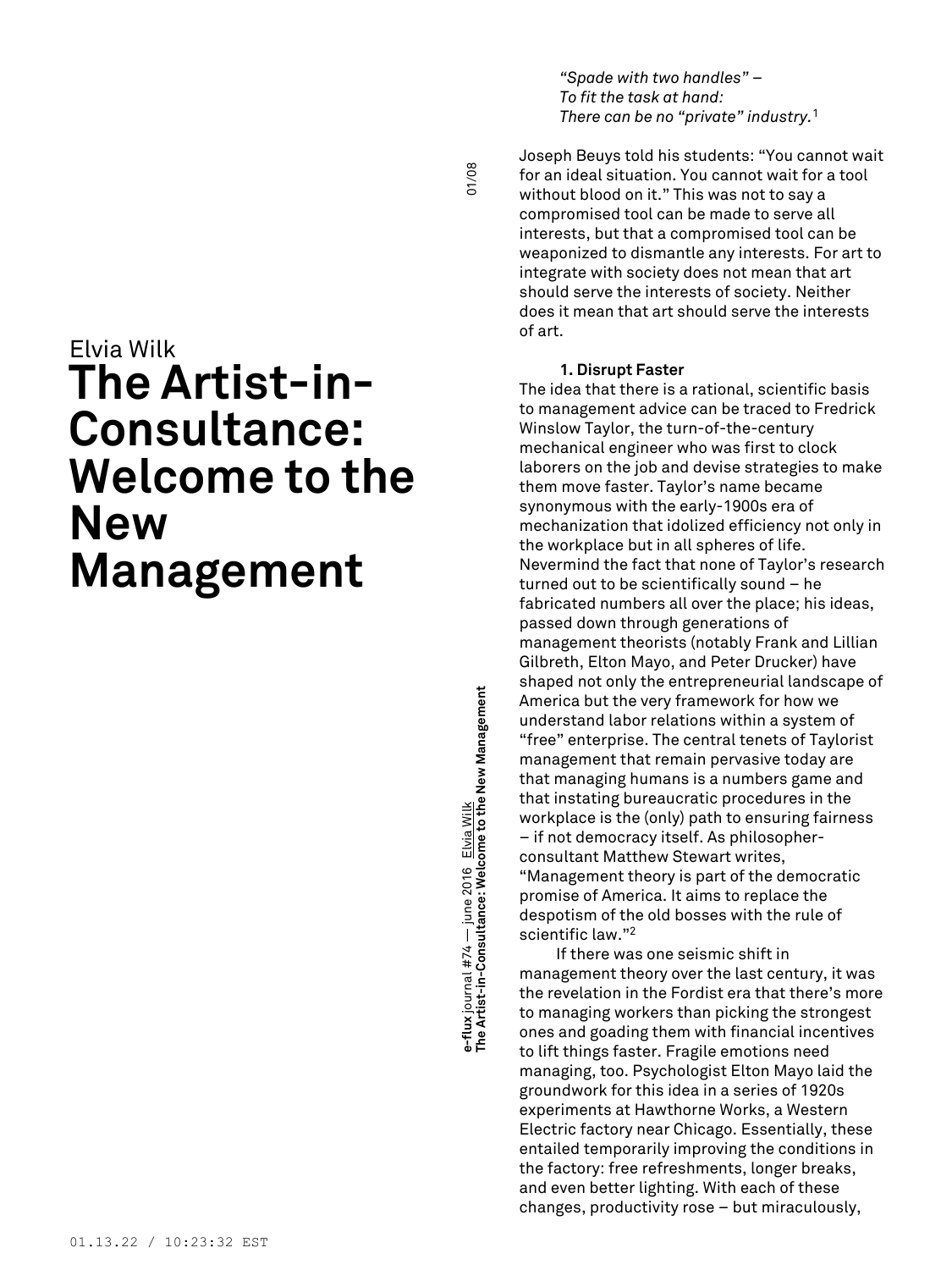Elvia Wilk

# The Artist-in-Consultance: Welcome to the New Management

*"Spade with two handles" –*
*To fit the task at hand:*
*There can be no "private" industry.*[1]

Joseph Beuys told his students: "You cannot wait for an ideal situation. You cannot wait for a tool without blood on it." This was not to say a compromised tool can be made to serve all interests, but that a compromised tool can be weaponized to dismantle any interests. For art to integrate with society does not mean that art should serve the interests of society. Neither does it mean that art should serve the interests of art.

### 1. Disrupt Faster

The idea that there is a rational, scientific basis to management advice can be traced to Fredrick Winslow Taylor, the turn-of-the-century mechanical engineer who was first to clock laborers on the job and devise strategies to make them move faster. Taylor's name became synonymous with the early-1900s era of mechanization that idolized efficiency not only in the workplace but in all spheres of life. Nevermind the fact that none of Taylor's research turned out to be scientifically sound – he fabricated numbers all over the place; his ideas, passed down through generations of management theorists (notably Frank and Lillian Gilbreth, Elton Mayo, and Peter Drucker) have shaped not only the entrepreneurial landscape of America but the very framework for how we understand labor relations within a system of "free" enterprise. The central tenets of Taylorist management that remain pervasive today are that managing humans is a numbers game and that instating bureaucratic procedures in the workplace is the (only) path to ensuring fairness – if not democracy itself. As philosopher-consultant Matthew Stewart writes, "Management theory is part of the democratic promise of America. It aims to replace the despotism of the old bosses with the rule of scientific law."[2]

If there was one seismic shift in management theory over the last century, it was the revelation in the Fordist era that there's more to managing workers than picking the strongest ones and goading them with financial incentives to lift things faster. Fragile emotions need managing, too. Psychologist Elton Mayo laid the groundwork for this idea in a series of 1920s experiments at Hawthorne Works, a Western Electric factory near Chicago. Essentially, these entailed temporarily improving the conditions in the factory: free refreshments, longer breaks, and even better lighting. With each of these changes, productivity rose – but miraculously,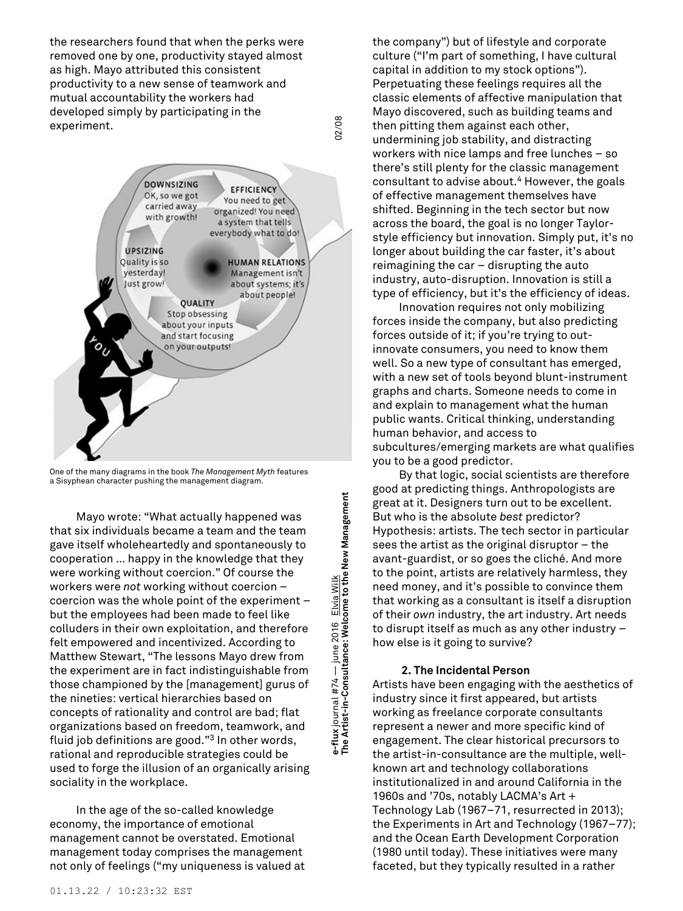the researchers found that when the perks were removed one by one, productivity stayed almost as high. Mayo attributed this consistent productivity to a new sense of teamwork and mutual accountability the workers had developed simply by participating in the experiment.

One of the many diagrams in the book *The Management Myth* features a Sisyphean character pushing the management diagram.

Mayo wrote: "What actually happened was that six individuals became a team and the team gave itself wholeheartedly and spontaneously to cooperation ... happy in the knowledge that they were working without coercion." Of course the workers were *not* working without coercion – coercion was the whole point of the experiment – but the employees had been made to feel like colluders in their own exploitation, and therefore felt empowered and incentivized. According to Matthew Stewart, "The lessons Mayo drew from the experiment are in fact indistinguishable from those championed by the [management] gurus of the nineties: vertical hierarchies based on concepts of rationality and control are bad; flat organizations based on freedom, teamwork, and fluid job definitions are good."[3] In other words, rational and reproducible strategies could be used to forge the illusion of an organically arising sociality in the workplace.

In the age of the so-called knowledge economy, the importance of emotional management cannot be overstated. Emotional management today comprises the management not only of feelings ("my uniqueness is valued at the company") but of lifestyle and corporate culture ("I'm part of something, I have cultural capital in addition to my stock options"). Perpetuating these feelings requires all the classic elements of affective manipulation that Mayo discovered, such as building teams and then pitting them against each other, undermining job stability, and distracting workers with nice lamps and free lunches – so there's still plenty for the classic management consultant to advise about.[4] However, the goals of effective management themselves have shifted. Beginning in the tech sector but now across the board, the goal is no longer Taylor-style efficiency but innovation. Simply put, it's no longer about building the car faster, it's about reimagining the car – disrupting the auto industry, auto-disruption. Innovation is still a type of efficiency, but it's the efficiency of ideas.

Innovation requires not only mobilizing forces inside the company, but also predicting forces outside of it; if you're trying to out-innovate consumers, you need to know them well. So a new type of consultant has emerged, with a new set of tools beyond blunt-instrument graphs and charts. Someone needs to come in and explain to management what the human public wants. Critical thinking, understanding human behavior, and access to subcultures/emerging markets are what qualifies you to be a good predictor.

By that logic, social scientists are therefore good at predicting things. Anthropologists are great at it. Designers turn out to be excellent. But who is the absolute *best* predictor? Hypothesis: artists. The tech sector in particular sees the artist as the original disruptor – the avant-guardist, or so goes the cliché. And more to the point, artists are relatively harmless, they need money, and it's possible to convince them that working as a consultant is itself a disruption of their *own* industry, the art industry. Art needs to disrupt itself as much as any other industry – how else is it going to survive?

### 2. The Incidental Person

Artists have been engaging with the aesthetics of industry since it first appeared, but artists working as freelance corporate consultants represent a newer and more specific kind of engagement. The clear historical precursors to the artist-in-consultance are the multiple, well-known art and technology collaborations institutionalized in and around California in the 1960s and '70s, notably LACMA's Art + Technology Lab (1967–71, resurrected in 2013); the Experiments in Art and Technology (1967–77); and the Ocean Earth Development Corporation (1980 until today). These initiatives were many faceted, but they typically resulted in a rather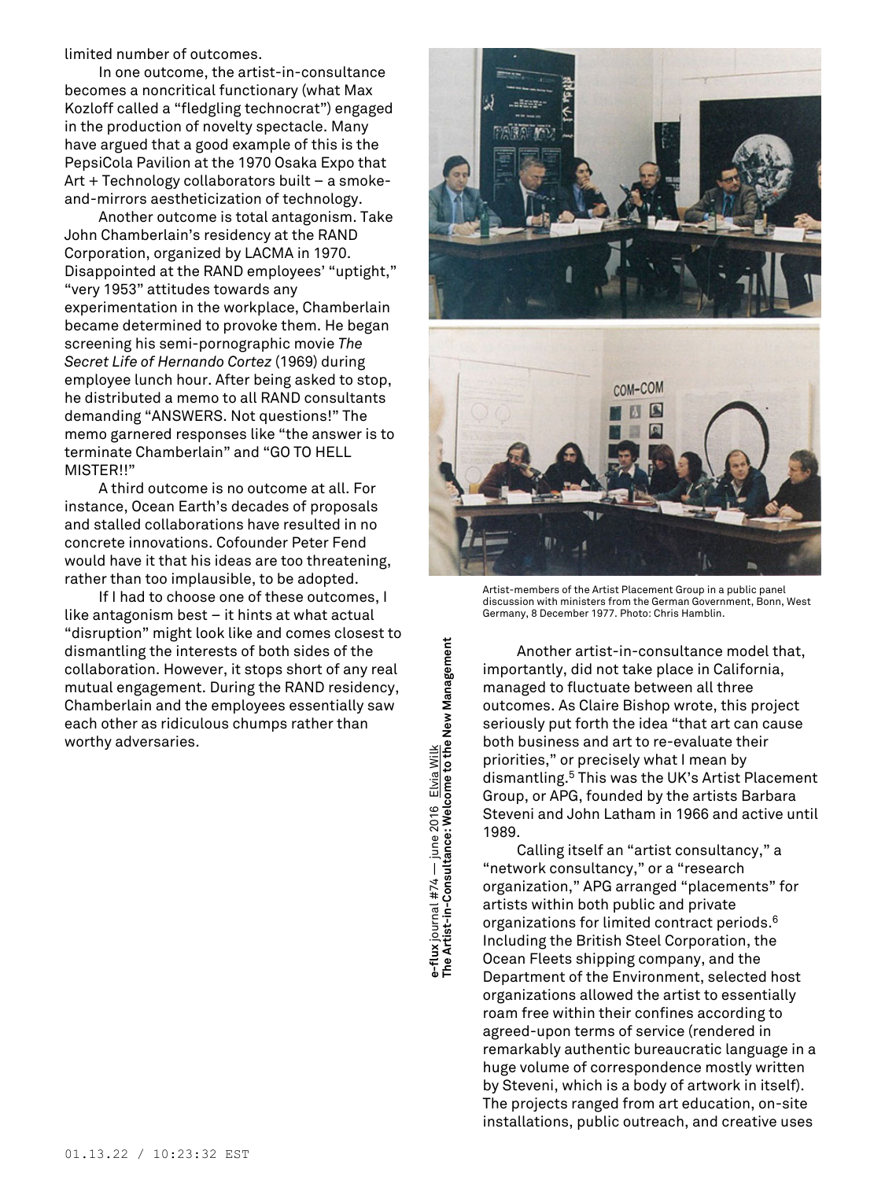limited number of outcomes.

In one outcome, the artist-in-consultance becomes a noncritical functionary (what Max Kozloff called a "fledgling technocrat") engaged in the production of novelty spectacle. Many have argued that a good example of this is the PepsiCola Pavilion at the 1970 Osaka Expo that Art + Technology collaborators built – a smoke-and-mirrors aestheticization of technology.

Another outcome is total antagonism. Take John Chamberlain's residency at the RAND Corporation, organized by LACMA in 1970. Disappointed at the RAND employees' "uptight," "very 1953" attitudes towards any experimentation in the workplace, Chamberlain became determined to provoke them. He began screening his semi-pornographic movie *The Secret Life of Hernando Cortez* (1969) during employee lunch hour. After being asked to stop, he distributed a memo to all RAND consultants demanding "ANSWERS. Not questions!" The memo garnered responses like "the answer is to terminate Chamberlain" and "GO TO HELL MISTER!!"

A third outcome is no outcome at all. For instance, Ocean Earth's decades of proposals and stalled collaborations have resulted in no concrete innovations. Cofounder Peter Fend would have it that his ideas are too threatening, rather than too implausible, to be adopted.

If I had to choose one of these outcomes, I like antagonism best – it hints at what actual "disruption" might look like and comes closest to dismantling the interests of both sides of the collaboration. However, it stops short of any real mutual engagement. During the RAND residency, Chamberlain and the employees essentially saw each other as ridiculous chumps rather than worthy adversaries.

Artist-members of the Artist Placement Group in a public panel discussion with ministers from the German Government, Bonn, West Germany, 8 December 1977. Photo: Chris Hamblin.

Another artist-in-consultance model that, importantly, did not take place in California, managed to fluctuate between all three outcomes. As Claire Bishop wrote, this project seriously put forth the idea "that art can cause both business and art to re-evaluate their priorities," or precisely what I mean by dismantling.[5] This was the UK's Artist Placement Group, or APG, founded by the artists Barbara Steveni and John Latham in 1966 and active until 1989.

Calling itself an "artist consultancy," a "network consultancy," or a "research organization," APG arranged "placements" for artists within both public and private organizations for limited contract periods.[6] Including the British Steel Corporation, the Ocean Fleets shipping company, and the Department of the Environment, selected host organizations allowed the artist to essentially roam free within their confines according to agreed-upon terms of service (rendered in remarkably authentic bureaucratic language in a huge volume of correspondence mostly written by Steveni, which is a body of artwork in itself). The projects ranged from art education, on-site installations, public outreach, and creative uses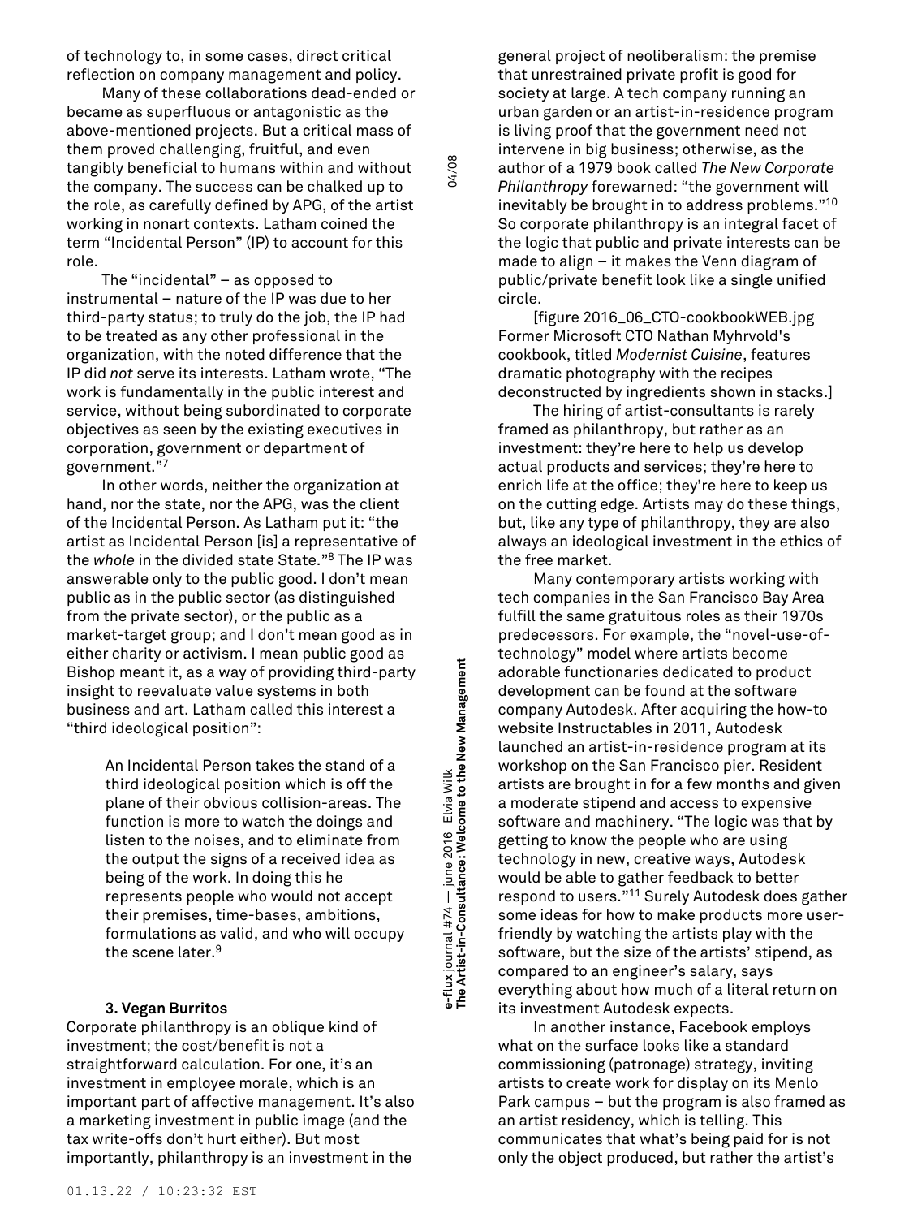of technology to, in some cases, direct critical reflection on company management and policy.

Many of these collaborations dead-ended or became as superfluous or antagonistic as the above-mentioned projects. But a critical mass of them proved challenging, fruitful, and even tangibly beneficial to humans within and without the company. The success can be chalked up to the role, as carefully defined by APG, of the artist working in nonart contexts. Latham coined the term "Incidental Person" (IP) to account for this role.

The "incidental" – as opposed to instrumental – nature of the IP was due to her third-party status; to truly do the job, the IP had to be treated as any other professional in the organization, with the noted difference that the IP did *not* serve its interests. Latham wrote, "The work is fundamentally in the public interest and service, without being subordinated to corporate objectives as seen by the existing executives in corporation, government or department of government."[7]

In other words, neither the organization at hand, nor the state, nor the APG, was the client of the Incidental Person. As Latham put it: "the artist as Incidental Person [is] a representative of the *whole* in the divided state State."[8] The IP was answerable only to the public good. I don't mean public as in the public sector (as distinguished from the private sector), or the public as a market-target group; and I don't mean good as in either charity or activism. I mean public good as Bishop meant it, as a way of providing third-party insight to reevaluate value systems in both business and art. Latham called this interest a "third ideological position":

> An Incidental Person takes the stand of a third ideological position which is off the plane of their obvious collision-areas. The function is more to watch the doings and listen to the noises, and to eliminate from the output the signs of a received idea as being of the work. In doing this he represents people who would not accept their premises, time-bases, ambitions, formulations as valid, and who will occupy the scene later.[9]

### 3. Vegan Burritos

Corporate philanthropy is an oblique kind of investment; the cost/benefit is not a straightforward calculation. For one, it's an investment in employee morale, which is an important part of affective management. It's also a marketing investment in public image (and the tax write-offs don't hurt either). But most importantly, philanthropy is an investment in the general project of neoliberalism: the premise that unrestrained private profit is good for society at large. A tech company running an urban garden or an artist-in-residence program is living proof that the government need not intervene in big business; otherwise, as the author of a 1979 book called *The New Corporate Philanthropy* forewarned: "the government will inevitably be brought in to address problems."[10] So corporate philanthropy is an integral facet of the logic that public and private interests can be made to align – it makes the Venn diagram of public/private benefit look like a single unified circle.

[figure 2016_06_CTO-cookbookWEB.jpg Former Microsoft CTO Nathan Myhrvold's cookbook, titled *Modernist Cuisine*, features dramatic photography with the recipes deconstructed by ingredients shown in stacks.]

The hiring of artist-consultants is rarely framed as philanthropy, but rather as an investment: they're here to help us develop actual products and services; they're here to enrich life at the office; they're here to keep us on the cutting edge. Artists may do these things, but, like any type of philanthropy, they are also always an ideological investment in the ethics of the free market.

Many contemporary artists working with tech companies in the San Francisco Bay Area fulfill the same gratuitous roles as their 1970s predecessors. For example, the "novel-use-of-technology" model where artists become adorable functionaries dedicated to product development can be found at the software company Autodesk. After acquiring the how-to website Instructables in 2011, Autodesk launched an artist-in-residence program at its workshop on the San Francisco pier. Resident artists are brought in for a few months and given a moderate stipend and access to expensive software and machinery. "The logic was that by getting to know the people who are using technology in new, creative ways, Autodesk would be able to gather feedback to better respond to users."[11] Surely Autodesk does gather some ideas for how to make products more user-friendly by watching the artists play with the software, but the size of the artists' stipend, as compared to an engineer's salary, says everything about how much of a literal return on its investment Autodesk expects.

In another instance, Facebook employs what on the surface looks like a standard commissioning (patronage) strategy, inviting artists to create work for display on its Menlo Park campus – but the program is also framed as an artist residency, which is telling. This communicates that what's being paid for is not only the object produced, but rather the artist's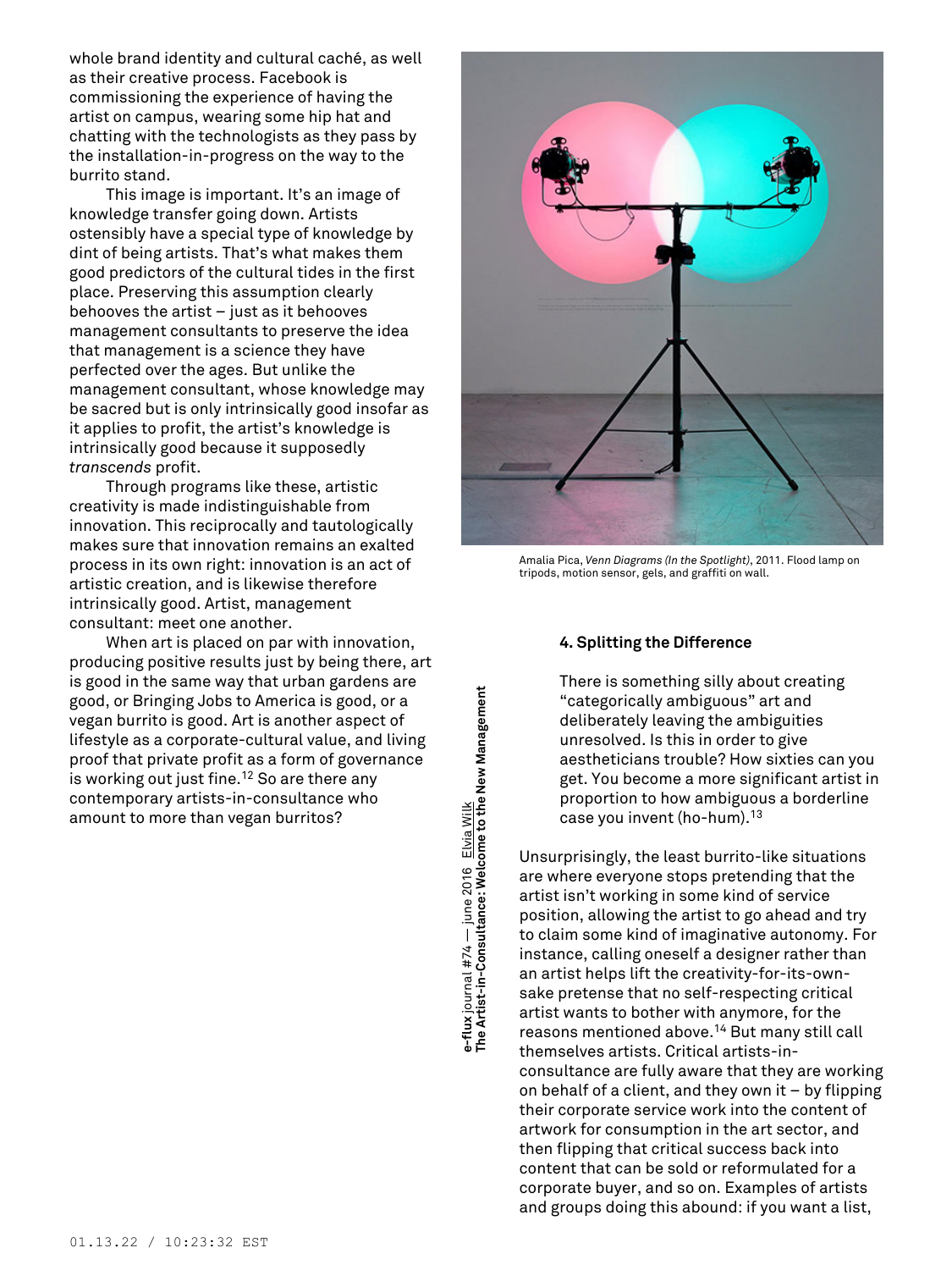whole brand identity and cultural caché, as well as their creative process. Facebook is commissioning the experience of having the artist on campus, wearing some hip hat and chatting with the technologists as they pass by the installation-in-progress on the way to the burrito stand.

This image is important. It's an image of knowledge transfer going down. Artists ostensibly have a special type of knowledge by dint of being artists. That's what makes them good predictors of the cultural tides in the first place. Preserving this assumption clearly behooves the artist – just as it behooves management consultants to preserve the idea that management is a science they have perfected over the ages. But unlike the management consultant, whose knowledge may be sacred but is only intrinsically good insofar as it applies to profit, the artist's knowledge is intrinsically good because it supposedly *transcends* profit.

Through programs like these, artistic creativity is made indistinguishable from innovation. This reciprocally and tautologically makes sure that innovation remains an exalted process in its own right: innovation is an act of artistic creation, and is likewise therefore intrinsically good. Artist, management consultant: meet one another.

When art is placed on par with innovation, producing positive results just by being there, art is good in the same way that urban gardens are good, or Bringing Jobs to America is good, or a vegan burrito is good. Art is another aspect of lifestyle as a corporate-cultural value, and living proof that private profit as a form of governance is working out just fine.[12] So are there any contemporary artists-in-consultance who amount to more than vegan burritos?

Amalia Pica, *Venn Diagrams (In the Spotlight)*, 2011. Flood lamp on tripods, motion sensor, gels, and graffiti on wall.

#### 4. Splitting the Difference

> There is something silly about creating "categorically ambiguous" art and deliberately leaving the ambiguities unresolved. Is this in order to give aestheticians trouble? How sixties can you get. You become a more significant artist in proportion to how ambiguous a borderline case you invent (ho-hum).[13]

Unsurprisingly, the least burrito-like situations are where everyone stops pretending that the artist isn't working in some kind of service position, allowing the artist to go ahead and try to claim some kind of imaginative autonomy. For instance, calling oneself a designer rather than an artist helps lift the creativity-for-its-own-sake pretense that no self-respecting critical artist wants to bother with anymore, for the reasons mentioned above.[14] But many still call themselves artists. Critical artists-in-consultance are fully aware that they are working on behalf of a client, and they own it – by flipping their corporate service work into the content of artwork for consumption in the art sector, and then flipping that critical success back into content that can be sold or reformulated for a corporate buyer, and so on. Examples of artists and groups doing this abound: if you want a list,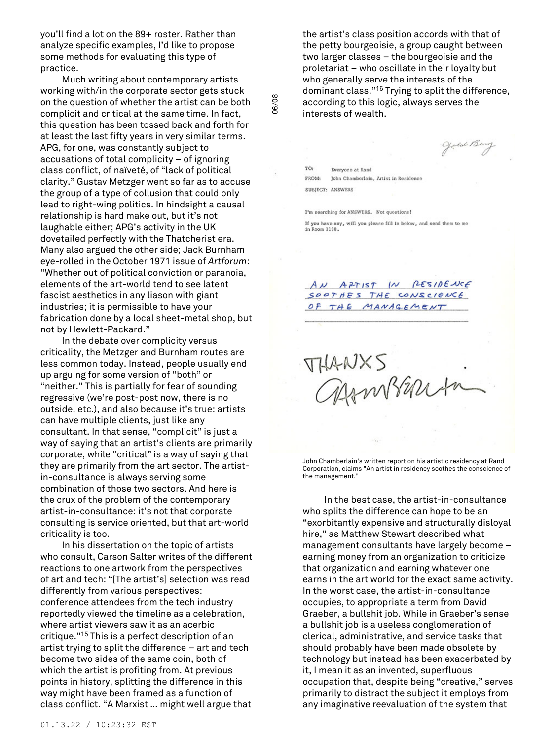you'll find a lot on the 89+ roster. Rather than analyze specific examples, I'd like to propose some methods for evaluating this type of practice.

Much writing about contemporary artists working with/in the corporate sector gets stuck on the question of whether the artist can be both complicit and critical at the same time. In fact, this question has been tossed back and forth for at least the last fifty years in very similar terms. APG, for one, was constantly subject to accusations of total complicity – of ignoring class conflict, of naïveté, of "lack of political clarity." Gustav Metzger went so far as to accuse the group of a type of collusion that could only lead to right-wing politics. In hindsight a causal relationship is hard make out, but it's not laughable either; APG's activity in the UK dovetailed perfectly with the Thatcherist era. Many also argued the other side; Jack Burnham eye-rolled in the October 1971 issue of *Artforum*: "Whether out of political conviction or paranoia, elements of the art-world tend to see latent fascist aesthetics in any liason with giant industries; it is permissible to have your fabrication done by a local sheet-metal shop, but not by Hewlett-Packard."

In the debate over complicity versus criticality, the Metzger and Burnham routes are less common today. Instead, people usually end up arguing for some version of "both" or "neither." This is partially for fear of sounding regressive (we're post-post now, there is no outside, etc.), and also because it's true: artists can have multiple clients, just like any consultant. In that sense, "complicit" is just a way of saying that an artist's clients are primarily corporate, while "critical" is a way of saying that they are primarily from the art sector. The artist-in-consultance is always serving some combination of those two sectors. And here is the crux of the problem of the contemporary artist-in-consultance: it's not that corporate consulting is service oriented, but that art-world criticality is too.

In his dissertation on the topic of artists who consult, Carson Salter writes of the different reactions to one artwork from the perspectives of art and tech: "[The artist's] selection was read differently from various perspectives: conference attendees from the tech industry reportedly viewed the timeline as a celebration, where artist viewers saw it as an acerbic critique."[15] This is a perfect description of an artist trying to split the difference – art and tech become two sides of the same coin, both of which the artist is profiting from. At previous points in history, splitting the difference in this way might have been framed as a function of class conflict. "A Marxist ... might well argue that the artist's class position accords with that of the petty bourgeoisie, a group caught between two larger classes – the bourgeoisie and the proletariat – who oscillate in their loyalty but who generally serve the interests of the dominant class."[16] Trying to split the difference, according to this logic, always serves the interests of wealth.

TO: Everyone at Rand
FROM: John Chamberlain, Artist in Residence
SUBJECT: ANSWERS

I'm searching for ANSWERS. Not questions!

If you have any, will you please fill in below, and send them to me in Room 1138.

AN ARTIST IN RESIDENCE SOOTHES THE CONSCIENCE OF THE MANAGEMENT

THANXS
Chamberlain

John Chamberlain's written report on his artistic residency at Rand Corporation, claims "An artist in residency soothes the conscience of the management."

In the best case, the artist-in-consultance who splits the difference can hope to be an "exorbitantly expensive and structurally disloyal hire," as Matthew Stewart described what management consultants have largely become – earning money from an organization to criticize that organization and earning whatever one earns in the art world for the exact same activity. In the worst case, the artist-in-consultance occupies, to appropriate a term from David Graeber, a bullshit job. While in Graeber's sense a bullshit job is a useless conglomeration of clerical, administrative, and service tasks that should probably have been made obsolete by technology but instead has been exacerbated by it, I mean it as an invented, superfluous occupation that, despite being "creative," serves primarily to distract the subject it employs from any imaginative reevaluation of the system that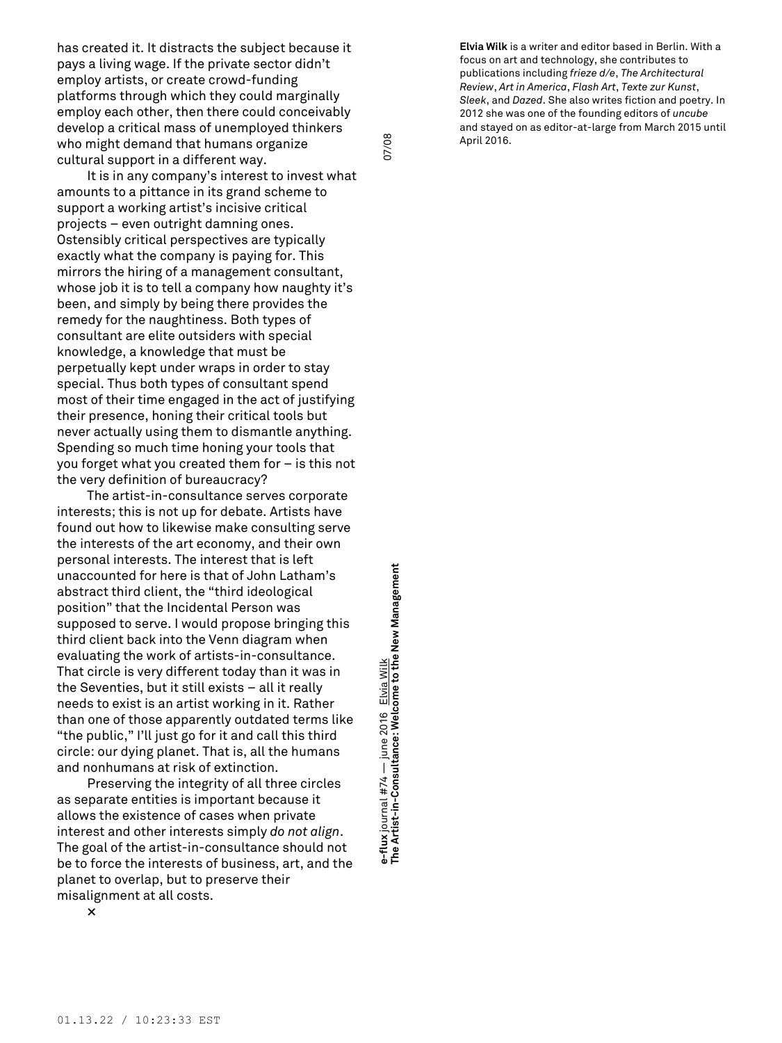has created it. It distracts the subject because it pays a living wage. If the private sector didn't employ artists, or create crowd-funding platforms through which they could marginally employ each other, then there could conceivably develop a critical mass of unemployed thinkers who might demand that humans organize cultural support in a different way.

It is in any company's interest to invest what amounts to a pittance in its grand scheme to support a working artist's incisive critical projects – even outright damning ones. Ostensibly critical perspectives are typically exactly what the company is paying for. This mirrors the hiring of a management consultant, whose job it is to tell a company how naughty it's been, and simply by being there provides the remedy for the naughtiness. Both types of consultant are elite outsiders with special knowledge, a knowledge that must be perpetually kept under wraps in order to stay special. Thus both types of consultant spend most of their time engaged in the act of justifying their presence, honing their critical tools but never actually using them to dismantle anything. Spending so much time honing your tools that you forget what you created them for – is this not the very definition of bureaucracy?

The artist-in-consultance serves corporate interests; this is not up for debate. Artists have found out how to likewise make consulting serve the interests of the art economy, and their own personal interests. The interest that is left unaccounted for here is that of John Latham's abstract third client, the "third ideological position" that the Incidental Person was supposed to serve. I would propose bringing this third client back into the Venn diagram when evaluating the work of artists-in-consultance. That circle is very different today than it was in the Seventies, but it still exists – all it really needs to exist is an artist working in it. Rather than one of those apparently outdated terms like "the public," I'll just go for it and call this third circle: our dying planet. That is, all the humans and nonhumans at risk of extinction.

Preserving the integrity of all three circles as separate entities is important because it allows the existence of cases when private interest and other interests simply *do not align*. The goal of the artist-in-consultance should not be to force the interests of business, art, and the planet to overlap, but to preserve their misalignment at all costs.

×

**Elvia Wilk** is a writer and editor based in Berlin. With a focus on art and technology, she contributes to publications including *frieze d/e*, *The Architectural Review*, *Art in America*, *Flash Art*, *Texte zur Kunst*, *Sleek*, and *Dazed*. She also writes fiction and poetry. In 2012 she was one of the founding editors of *uncube* and stayed on as editor-at-large from March 2015 until April 2016.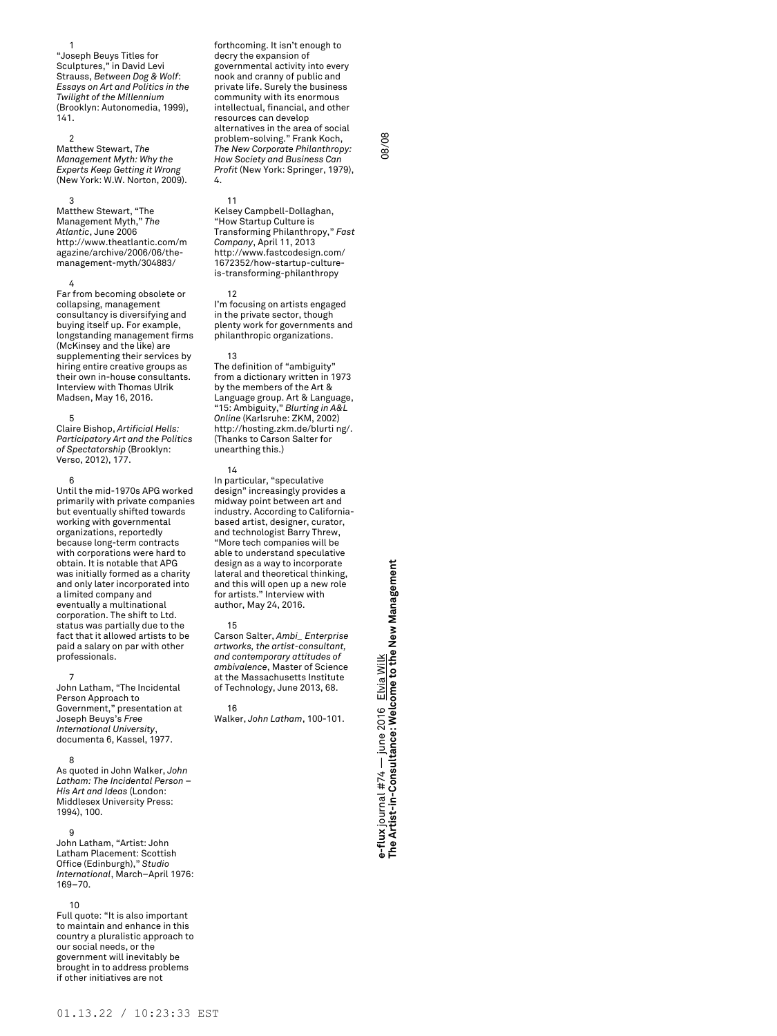1
"Joseph Beuys Titles for Sculptures," in David Levi Strauss, *Between Dog & Wolf: Essays on Art and Politics in the Twilight of the Millennium* (Brooklyn: Autonomedia, 1999), 141.

2
Matthew Stewart, *The Management Myth: Why the Experts Keep Getting it Wrong* (New York: W.W. Norton, 2009).

3
Matthew Stewart, "The Management Myth," *The Atlantic*, June 2006 http://www.theatlantic.com/magazine/archive/2006/06/the-management-myth/304883/

4
Far from becoming obsolete or collapsing, management consultancy is diversifying and buying itself up. For example, longstanding management firms (McKinsey and the like) are supplementing their services by hiring entire creative groups as their own in-house consultants. Interview with Thomas Ulrik Madsen, May 16, 2016.

5
Claire Bishop, *Artificial Hells: Participatory Art and the Politics of Spectatorship* (Brooklyn: Verso, 2012), 177.

6
Until the mid-1970s APG worked primarily with private companies but eventually shifted towards working with governmental organizations, reportedly because long-term contracts with corporations were hard to obtain. It is notable that APG was initially formed as a charity and only later incorporated into a limited company and eventually a multinational corporation. The shift to Ltd. status was partially due to the fact that it allowed artists to be paid a salary on par with other professionals.

7
John Latham, "The Incidental Person Approach to Government," presentation at Joseph Beuys's *Free International University*, documenta 6, Kassel, 1977.

8
As quoted in John Walker, *John Latham: The Incidental Person – His Art and Ideas* (London: Middlesex University Press: 1994), 100.

9
John Latham, "Artist: John Latham Placement: Scottish Office (Edinburgh)," *Studio International*, March–April 1976: 169–70.

10
Full quote: "It is also important to maintain and enhance in this country a pluralistic approach to our social needs, or the government will inevitably be brought in to address problems if other initiatives are not forthcoming. It isn't enough to decry the expansion of governmental activity into every nook and cranny of public and private life. Surely the business community with its enormous intellectual, financial, and other resources can develop alternatives in the area of social problem-solving." Frank Koch, *The New Corporate Philanthropy: How Society and Business Can Profit* (New York: Springer, 1979), 4.

11
Kelsey Campbell-Dollaghan, "How Startup Culture is Transforming Philanthropy," *Fast Company*, April 11, 2013 http://www.fastcodesign.com/1672352/how-startup-culture-is-transforming-philanthropy

12
I'm focusing on artists engaged in the private sector, though plenty work for governments and philanthropic organizations.

13
The definition of "ambiguity" from a dictionary written in 1973 by the members of the Art & Language group. Art & Language, "15: Ambiguity," *Blurting in A&L Online* (Karlsruhe: ZKM, 2002) http://hosting.zkm.de/blurti ng/. (Thanks to Carson Salter for unearthing this.)

14
In particular, "speculative design" increasingly provides a midway point between art and industry. According to California-based artist, designer, curator, and technologist Barry Threw, "More tech companies will be able to understand speculative design as a way to incorporate lateral and theoretical thinking, and this will open up a new role for artists." Interview with author, May 24, 2016.

15
Carson Salter, *Ambi_ Enterprise artworks, the artist-consultant, and contemporary attitudes of ambivalence*, Master of Science at the Massachusetts Institute of Technology, June 2013, 68.

16
Walker, *John Latham*, 100-101.